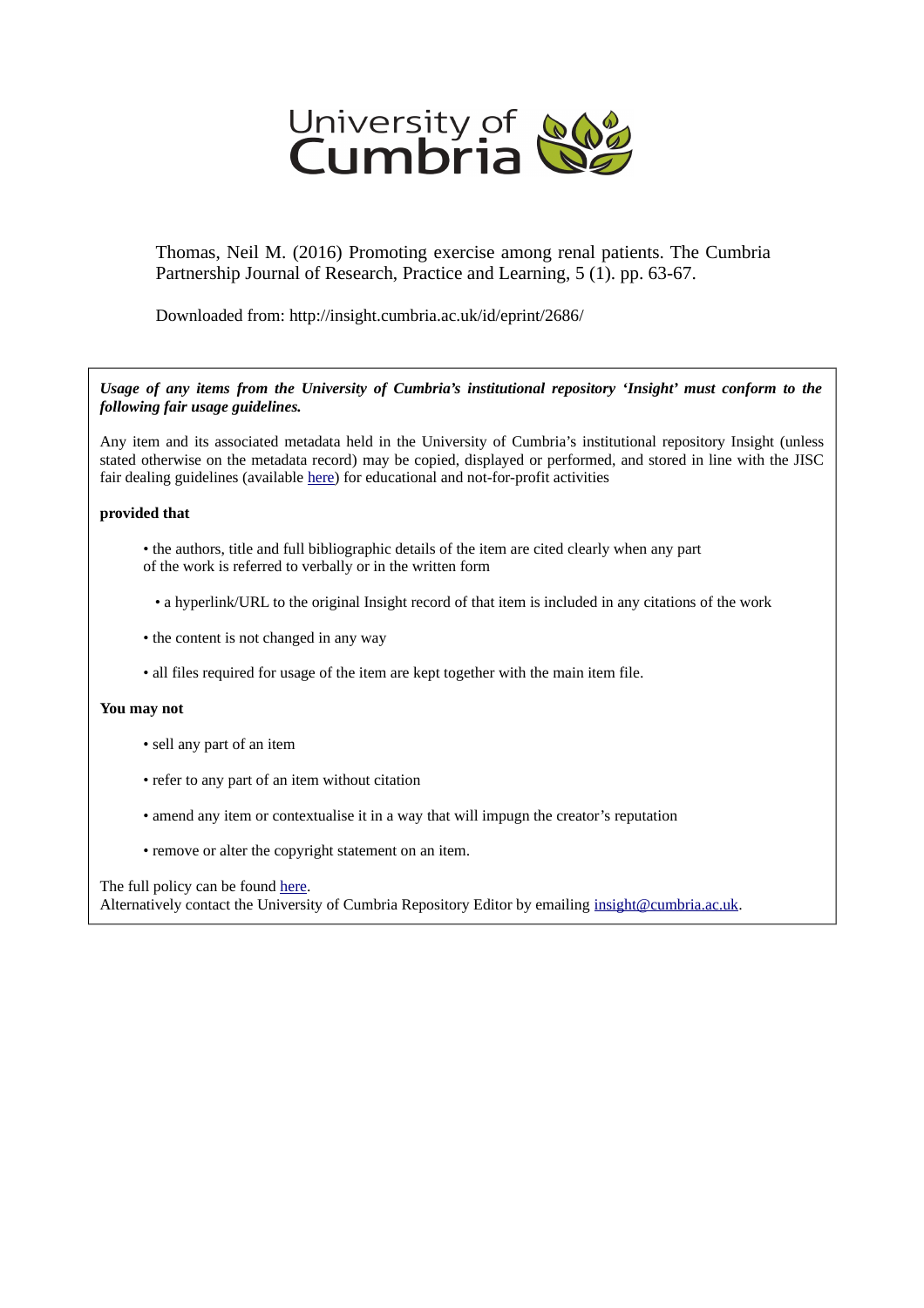University of Cumbria

Thomas, Neil M. (2016) Promoting exercise among renal patients. The Cumbria Partnership Journal of Research, Practice and Learning, 5 (1). pp. 63-67.

Downloaded from: http://insight.cumbria.ac.uk/id/eprint/2686/

***Usage of any items from the University of Cumbria's institutional repository 'Insight' must conform to the following fair usage guidelines.***

Any item and its associated metadata held in the University of Cumbria's institutional repository Insight (unless stated otherwise on the metadata record) may be copied, displayed or performed, and stored in line with the JISC fair dealing guidelines (available here) for educational and not-for-profit activities

**provided that**

- the authors, title and full bibliographic details of the item are cited clearly when any part of the work is referred to verbally or in the written form
- a hyperlink/URL to the original Insight record of that item is included in any citations of the work
- the content is not changed in any way
- all files required for usage of the item are kept together with the main item file.

**You may not**

- sell any part of an item
- refer to any part of an item without citation
- amend any item or contextualise it in a way that will impugn the creator's reputation
- remove or alter the copyright statement on an item.

The full policy can be found here.
Alternatively contact the University of Cumbria Repository Editor by emailing insight@cumbria.ac.uk.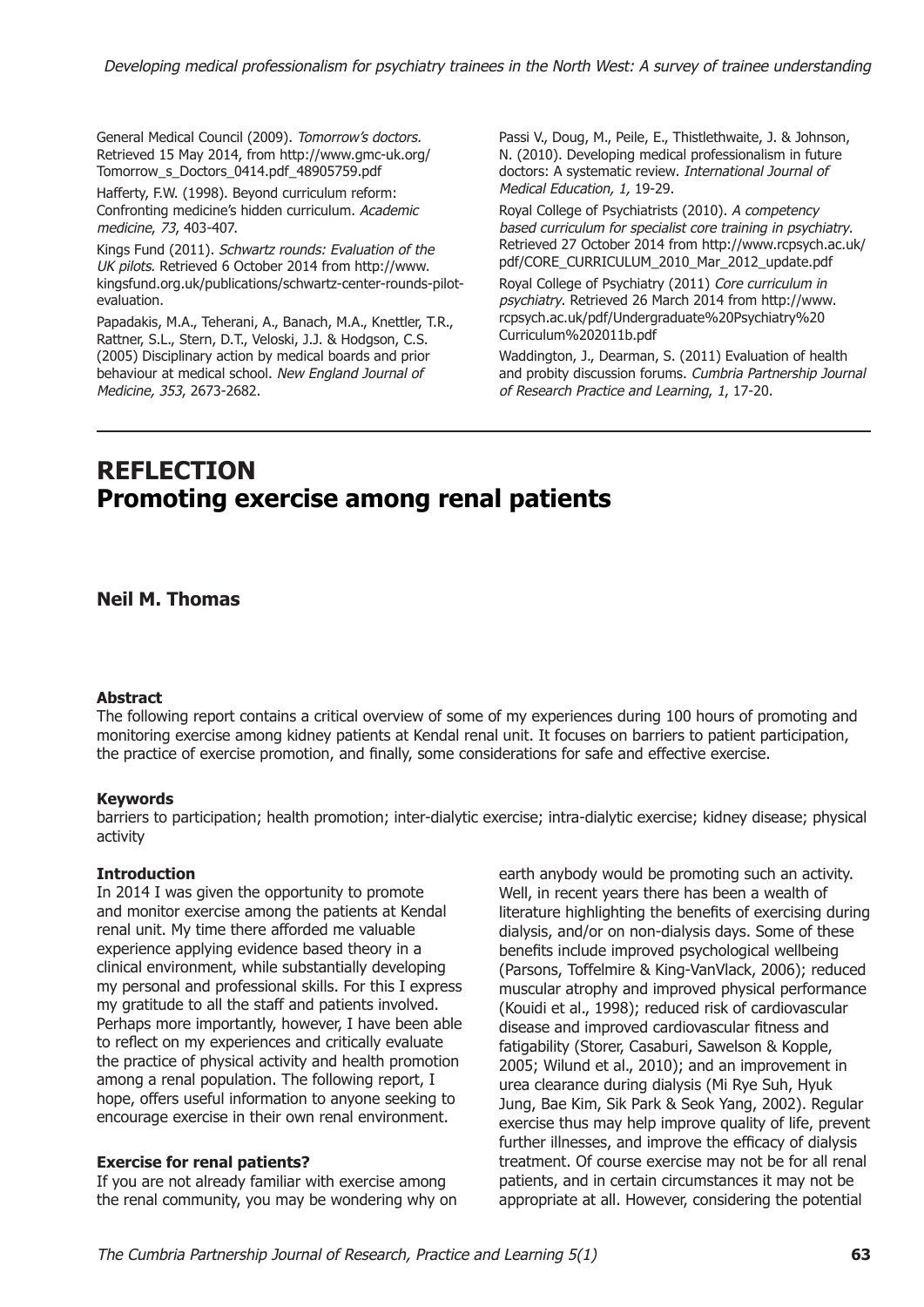General Medical Council (2009). *Tomorrow's doctors.* Retrieved 15 May 2014, from http://www.gmc-uk.org/Tomorrow_s_Doctors_0414.pdf_48905759.pdf

Hafferty, F.W. (1998). Beyond curriculum reform: Confronting medicine's hidden curriculum. *Academic medicine, 73*, 403-407.

Kings Fund (2011). *Schwartz rounds: Evaluation of the UK pilots.* Retrieved 6 October 2014 from http://www.kingsfund.org.uk/publications/schwartz-center-rounds-pilot-evaluation.

Papadakis, M.A., Teherani, A., Banach, M.A., Knettler, T.R., Rattner, S.L., Stern, D.T., Veloski, J.J. & Hodgson, C.S. (2005) Disciplinary action by medical boards and prior behaviour at medical school. *New England Journal of Medicine, 353*, 2673-2682.

Passi V., Doug, M., Peile, E., Thistlethwaite, J. & Johnson, N. (2010). Developing medical professionalism in future doctors: A systematic review. *International Journal of Medical Education, 1,* 19-29.

Royal College of Psychiatrists (2010). *A competency based curriculum for specialist core training in psychiatry.* Retrieved 27 October 2014 from http://www.rcpsych.ac.uk/pdf/CORE_CURRICULUM_2010_Mar_2012_update.pdf

Royal College of Psychiatry (2011) *Core curriculum in psychiatry.* Retrieved 26 March 2014 from http://www.rcpsych.ac.uk/pdf/Undergraduate%20Psychiatry%20Curriculum%202011b.pdf

Waddington, J., Dearman, S. (2011) Evaluation of health and probity discussion forums. *Cumbria Partnership Journal of Research Practice and Learning, 1*, 17-20.

---

# REFLECTION
# Promoting exercise among renal patients

## Neil M. Thomas

### Abstract

The following report contains a critical overview of some of my experiences during 100 hours of promoting and monitoring exercise among kidney patients at Kendal renal unit. It focuses on barriers to patient participation, the practice of exercise promotion, and finally, some considerations for safe and effective exercise.

### Keywords

barriers to participation; health promotion; inter-dialytic exercise; intra-dialytic exercise; kidney disease; physical activity

### Introduction

In 2014 I was given the opportunity to promote and monitor exercise among the patients at Kendal renal unit. My time there afforded me valuable experience applying evidence based theory in a clinical environment, while substantially developing my personal and professional skills. For this I express my gratitude to all the staff and patients involved. Perhaps more importantly, however, I have been able to reflect on my experiences and critically evaluate the practice of physical activity and health promotion among a renal population. The following report, I hope, offers useful information to anyone seeking to encourage exercise in their own renal environment.

### Exercise for renal patients?

If you are not already familiar with exercise among the renal community, you may be wondering why on earth anybody would be promoting such an activity. Well, in recent years there has been a wealth of literature highlighting the benefits of exercising during dialysis, and/or on non-dialysis days. Some of these benefits include improved psychological wellbeing (Parsons, Toffelmire & King-VanVlack, 2006); reduced muscular atrophy and improved physical performance (Kouidi et al., 1998); reduced risk of cardiovascular disease and improved cardiovascular fitness and fatigability (Storer, Casaburi, Sawelson & Kopple, 2005; Wilund et al., 2010); and an improvement in urea clearance during dialysis (Mi Rye Suh, Hyuk Jung, Bae Kim, Sik Park & Seok Yang, 2002). Regular exercise thus may help improve quality of life, prevent further illnesses, and improve the efficacy of dialysis treatment. Of course exercise may not be for all renal patients, and in certain circumstances it may not be appropriate at all. However, considering the potential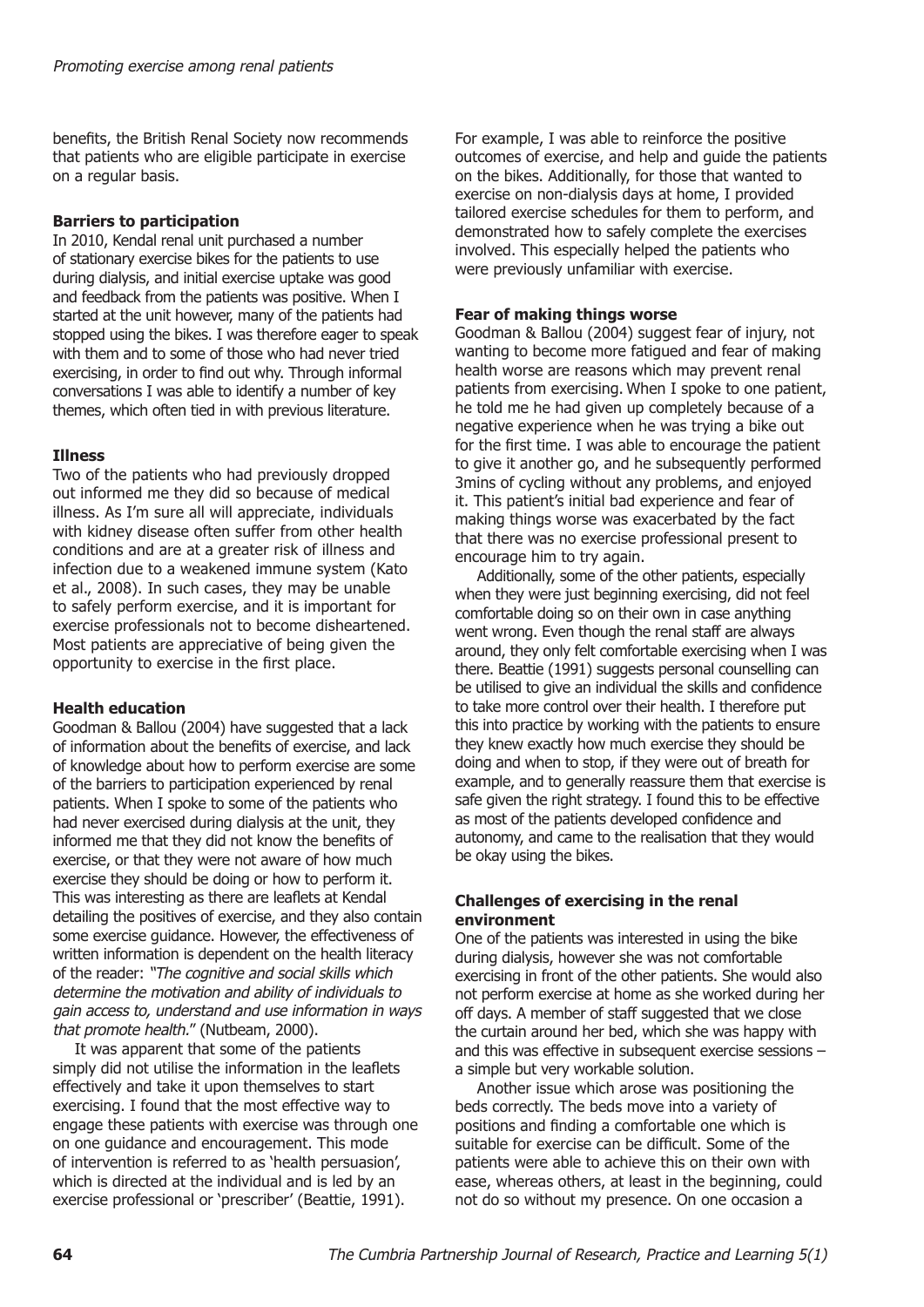benefits, the British Renal Society now recommends that patients who are eligible participate in exercise on a regular basis.

**Barriers to participation**

In 2010, Kendal renal unit purchased a number of stationary exercise bikes for the patients to use during dialysis, and initial exercise uptake was good and feedback from the patients was positive. When I started at the unit however, many of the patients had stopped using the bikes. I was therefore eager to speak with them and to some of those who had never tried exercising, in order to find out why. Through informal conversations I was able to identify a number of key themes, which often tied in with previous literature.

**Illness**

Two of the patients who had previously dropped out informed me they did so because of medical illness. As I'm sure all will appreciate, individuals with kidney disease often suffer from other health conditions and are at a greater risk of illness and infection due to a weakened immune system (Kato et al., 2008). In such cases, they may be unable to safely perform exercise, and it is important for exercise professionals not to become disheartened. Most patients are appreciative of being given the opportunity to exercise in the first place.

**Health education**

Goodman & Ballou (2004) have suggested that a lack of information about the benefits of exercise, and lack of knowledge about how to perform exercise are some of the barriers to participation experienced by renal patients. When I spoke to some of the patients who had never exercised during dialysis at the unit, they informed me that they did not know the benefits of exercise, or that they were not aware of how much exercise they should be doing or how to perform it. This was interesting as there are leaflets at Kendal detailing the positives of exercise, and they also contain some exercise guidance. However, the effectiveness of written information is dependent on the health literacy of the reader: *"The cognitive and social skills which determine the motivation and ability of individuals to gain access to, understand and use information in ways that promote health*." (Nutbeam, 2000).

It was apparent that some of the patients simply did not utilise the information in the leaflets effectively and take it upon themselves to start exercising. I found that the most effective way to engage these patients with exercise was through one on one guidance and encouragement. This mode of intervention is referred to as 'health persuasion', which is directed at the individual and is led by an exercise professional or 'prescriber' (Beattie, 1991). For example, I was able to reinforce the positive outcomes of exercise, and help and guide the patients on the bikes. Additionally, for those that wanted to exercise on non-dialysis days at home, I provided tailored exercise schedules for them to perform, and demonstrated how to safely complete the exercises involved. This especially helped the patients who were previously unfamiliar with exercise.

**Fear of making things worse**

Goodman & Ballou (2004) suggest fear of injury, not wanting to become more fatigued and fear of making health worse are reasons which may prevent renal patients from exercising. When I spoke to one patient, he told me he had given up completely because of a negative experience when he was trying a bike out for the first time. I was able to encourage the patient to give it another go, and he subsequently performed 3mins of cycling without any problems, and enjoyed it. This patient's initial bad experience and fear of making things worse was exacerbated by the fact that there was no exercise professional present to encourage him to try again.

Additionally, some of the other patients, especially when they were just beginning exercising, did not feel comfortable doing so on their own in case anything went wrong. Even though the renal staff are always around, they only felt comfortable exercising when I was there. Beattie (1991) suggests personal counselling can be utilised to give an individual the skills and confidence to take more control over their health. I therefore put this into practice by working with the patients to ensure they knew exactly how much exercise they should be doing and when to stop, if they were out of breath for example, and to generally reassure them that exercise is safe given the right strategy. I found this to be effective as most of the patients developed confidence and autonomy, and came to the realisation that they would be okay using the bikes.

**Challenges of exercising in the renal environment**

One of the patients was interested in using the bike during dialysis, however she was not comfortable exercising in front of the other patients. She would also not perform exercise at home as she worked during her off days. A member of staff suggested that we close the curtain around her bed, which she was happy with and this was effective in subsequent exercise sessions – a simple but very workable solution.

Another issue which arose was positioning the beds correctly. The beds move into a variety of positions and finding a comfortable one which is suitable for exercise can be difficult. Some of the patients were able to achieve this on their own with ease, whereas others, at least in the beginning, could not do so without my presence. On one occasion a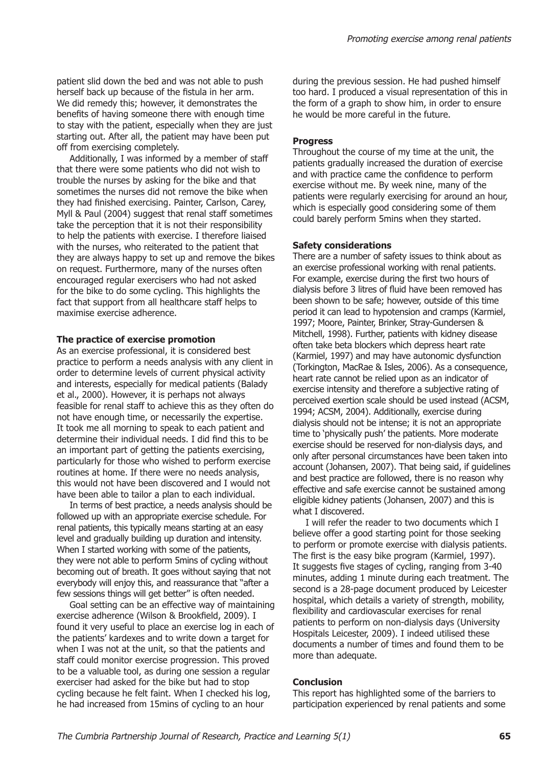patient slid down the bed and was not able to push herself back up because of the fistula in her arm. We did remedy this; however, it demonstrates the benefits of having someone there with enough time to stay with the patient, especially when they are just starting out. After all, the patient may have been put off from exercising completely.

Additionally, I was informed by a member of staff that there were some patients who did not wish to trouble the nurses by asking for the bike and that sometimes the nurses did not remove the bike when they had finished exercising. Painter, Carlson, Carey, Myll & Paul (2004) suggest that renal staff sometimes take the perception that it is not their responsibility to help the patients with exercise. I therefore liaised with the nurses, who reiterated to the patient that they are always happy to set up and remove the bikes on request. Furthermore, many of the nurses often encouraged regular exercisers who had not asked for the bike to do some cycling. This highlights the fact that support from all healthcare staff helps to maximise exercise adherence.

**The practice of exercise promotion**

As an exercise professional, it is considered best practice to perform a needs analysis with any client in order to determine levels of current physical activity and interests, especially for medical patients (Balady et al., 2000). However, it is perhaps not always feasible for renal staff to achieve this as they often do not have enough time, or necessarily the expertise. It took me all morning to speak to each patient and determine their individual needs. I did find this to be an important part of getting the patients exercising, particularly for those who wished to perform exercise routines at home. If there were no needs analysis, this would not have been discovered and I would not have been able to tailor a plan to each individual.

In terms of best practice, a needs analysis should be followed up with an appropriate exercise schedule. For renal patients, this typically means starting at an easy level and gradually building up duration and intensity. When I started working with some of the patients, they were not able to perform 5mins of cycling without becoming out of breath. It goes without saying that not everybody will enjoy this, and reassurance that "after a few sessions things will get better" is often needed.

Goal setting can be an effective way of maintaining exercise adherence (Wilson & Brookfield, 2009). I found it very useful to place an exercise log in each of the patients' kardexes and to write down a target for when I was not at the unit, so that the patients and staff could monitor exercise progression. This proved to be a valuable tool, as during one session a regular exerciser had asked for the bike but had to stop cycling because he felt faint. When I checked his log, he had increased from 15mins of cycling to an hour during the previous session. He had pushed himself too hard. I produced a visual representation of this in the form of a graph to show him, in order to ensure he would be more careful in the future.

**Progress**

Throughout the course of my time at the unit, the patients gradually increased the duration of exercise and with practice came the confidence to perform exercise without me. By week nine, many of the patients were regularly exercising for around an hour, which is especially good considering some of them could barely perform 5mins when they started.

**Safety considerations**

There are a number of safety issues to think about as an exercise professional working with renal patients. For example, exercise during the first two hours of dialysis before 3 litres of fluid have been removed has been shown to be safe; however, outside of this time period it can lead to hypotension and cramps (Karmiel, 1997; Moore, Painter, Brinker, Stray-Gundersen & Mitchell, 1998). Further, patients with kidney disease often take beta blockers which depress heart rate (Karmiel, 1997) and may have autonomic dysfunction (Torkington, MacRae & Isles, 2006). As a consequence, heart rate cannot be relied upon as an indicator of exercise intensity and therefore a subjective rating of perceived exertion scale should be used instead (ACSM, 1994; ACSM, 2004). Additionally, exercise during dialysis should not be intense; it is not an appropriate time to 'physically push' the patients. More moderate exercise should be reserved for non-dialysis days, and only after personal circumstances have been taken into account (Johansen, 2007). That being said, if guidelines and best practice are followed, there is no reason why effective and safe exercise cannot be sustained among eligible kidney patients (Johansen, 2007) and this is what I discovered.

I will refer the reader to two documents which I believe offer a good starting point for those seeking to perform or promote exercise with dialysis patients. The first is the easy bike program (Karmiel, 1997). It suggests five stages of cycling, ranging from 3-40 minutes, adding 1 minute during each treatment. The second is a 28-page document produced by Leicester hospital, which details a variety of strength, mobility, flexibility and cardiovascular exercises for renal patients to perform on non-dialysis days (University Hospitals Leicester, 2009). I indeed utilised these documents a number of times and found them to be more than adequate.

**Conclusion**

This report has highlighted some of the barriers to participation experienced by renal patients and some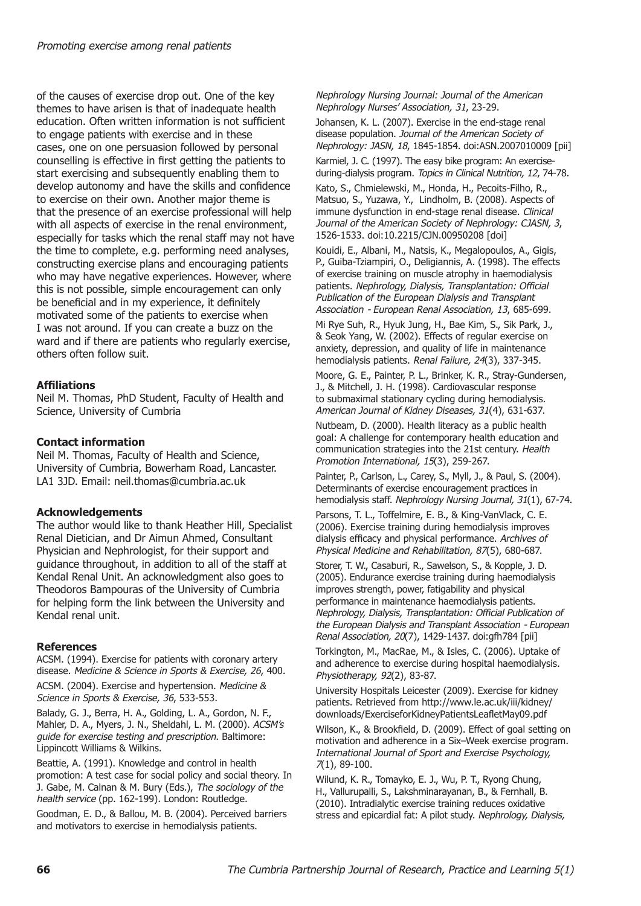of the causes of exercise drop out. One of the key themes to have arisen is that of inadequate health education. Often written information is not sufficient to engage patients with exercise and in these cases, one on one persuasion followed by personal counselling is effective in first getting the patients to start exercising and subsequently enabling them to develop autonomy and have the skills and confidence to exercise on their own. Another major theme is that the presence of an exercise professional will help with all aspects of exercise in the renal environment, especially for tasks which the renal staff may not have the time to complete, e.g. performing need analyses, constructing exercise plans and encouraging patients who may have negative experiences. However, where this is not possible, simple encouragement can only be beneficial and in my experience, it definitely motivated some of the patients to exercise when I was not around. If you can create a buzz on the ward and if there are patients who regularly exercise, others often follow suit.

### Affiliations

Neil M. Thomas, PhD Student, Faculty of Health and Science, University of Cumbria

### Contact information

Neil M. Thomas, Faculty of Health and Science, University of Cumbria, Bowerham Road, Lancaster. LA1 3JD. Email: neil.thomas@cumbria.ac.uk

### Acknowledgements

The author would like to thank Heather Hill, Specialist Renal Dietician, and Dr Aimun Ahmed, Consultant Physician and Nephrologist, for their support and guidance throughout, in addition to all of the staff at Kendal Renal Unit. An acknowledgment also goes to Theodoros Bampouras of the University of Cumbria for helping form the link between the University and Kendal renal unit.

### References

ACSM. (1994). Exercise for patients with coronary artery disease. *Medicine & Science in Sports & Exercise, 26*, 400.

ACSM. (2004). Exercise and hypertension. *Medicine & Science in Sports & Exercise, 36*, 533-553.

Balady, G. J., Berra, H. A., Golding, L. A., Gordon, N. F., Mahler, D. A., Myers, J. N., Sheldahl, L. M. (2000). *ACSM's guide for exercise testing and prescription*. Baltimore: Lippincott Williams & Wilkins.

Beattie, A. (1991). Knowledge and control in health promotion: A test case for social policy and social theory. In J. Gabe, M. Calnan & M. Bury (Eds.), *The sociology of the health service* (pp. 162-199). London: Routledge.

Goodman, E. D., & Ballou, M. B. (2004). Perceived barriers and motivators to exercise in hemodialysis patients. *Nephrology Nursing Journal: Journal of the American Nephrology Nurses' Association, 31*, 23-29.

Johansen, K. L. (2007). Exercise in the end-stage renal disease population. *Journal of the American Society of Nephrology: JASN, 18*, 1845-1854. doi:ASN.2007010009 [pii]

Karmiel, J. C. (1997). The easy bike program: An exercise-during-dialysis program. *Topics in Clinical Nutrition, 12*, 74-78.

Kato, S., Chmielewski, M., Honda, H., Pecoits-Filho, R., Matsuo, S., Yuzawa, Y., Lindholm, B. (2008). Aspects of immune dysfunction in end-stage renal disease. *Clinical Journal of the American Society of Nephrology: CJASN, 3*, 1526-1533. doi:10.2215/CJN.00950208 [doi]

Kouidi, E., Albani, M., Natsis, K., Megalopoulos, A., Gigis, P., Guiba-Tziampiri, O., Deligiannis, A. (1998). The effects of exercise training on muscle atrophy in haemodialysis patients. *Nephrology, Dialysis, Transplantation: Official Publication of the European Dialysis and Transplant Association - European Renal Association, 13*, 685-699.

Mi Rye Suh, R., Hyuk Jung, H., Bae Kim, S., Sik Park, J., & Seok Yang, W. (2002). Effects of regular exercise on anxiety, depression, and quality of life in maintenance hemodialysis patients. *Renal Failure, 24*(3), 337-345.

Moore, G. E., Painter, P. L., Brinker, K. R., Stray-Gundersen, J., & Mitchell, J. H. (1998). Cardiovascular response to submaximal stationary cycling during hemodialysis. *American Journal of Kidney Diseases, 31*(4), 631-637.

Nutbeam, D. (2000). Health literacy as a public health goal: A challenge for contemporary health education and communication strategies into the 21st century. *Health Promotion International, 15*(3), 259-267.

Painter, P., Carlson, L., Carey, S., Myll, J., & Paul, S. (2004). Determinants of exercise encouragement practices in hemodialysis staff. *Nephrology Nursing Journal, 31*(1), 67-74.

Parsons, T. L., Toffelmire, E. B., & King-VanVlack, C. E. (2006). Exercise training during hemodialysis improves dialysis efficacy and physical performance. *Archives of Physical Medicine and Rehabilitation, 87*(5), 680-687.

Storer, T. W., Casaburi, R., Sawelson, S., & Kopple, J. D. (2005). Endurance exercise training during haemodialysis improves strength, power, fatigability and physical performance in maintenance haemodialysis patients. *Nephrology, Dialysis, Transplantation: Official Publication of the European Dialysis and Transplant Association - European Renal Association, 20*(7), 1429-1437. doi:gfh784 [pii]

Torkington, M., MacRae, M., & Isles, C. (2006). Uptake of and adherence to exercise during hospital haemodialysis. *Physiotherapy, 92*(2), 83-87.

University Hospitals Leicester (2009). Exercise for kidney patients. Retrieved from http://www.le.ac.uk/iii/kidney/downloads/ExerciseforKidneyPatientsLeafletMay09.pdf

Wilson, K., & Brookfield, D. (2009). Effect of goal setting on motivation and adherence in a Six–Week exercise program. *International Journal of Sport and Exercise Psychology, 7*(1), 89-100.

Wilund, K. R., Tomayko, E. J., Wu, P. T., Ryong Chung, H., Vallurupalli, S., Lakshminarayanan, B., & Fernhall, B. (2010). Intradialytic exercise training reduces oxidative stress and epicardial fat: A pilot study. *Nephrology, Dialysis,*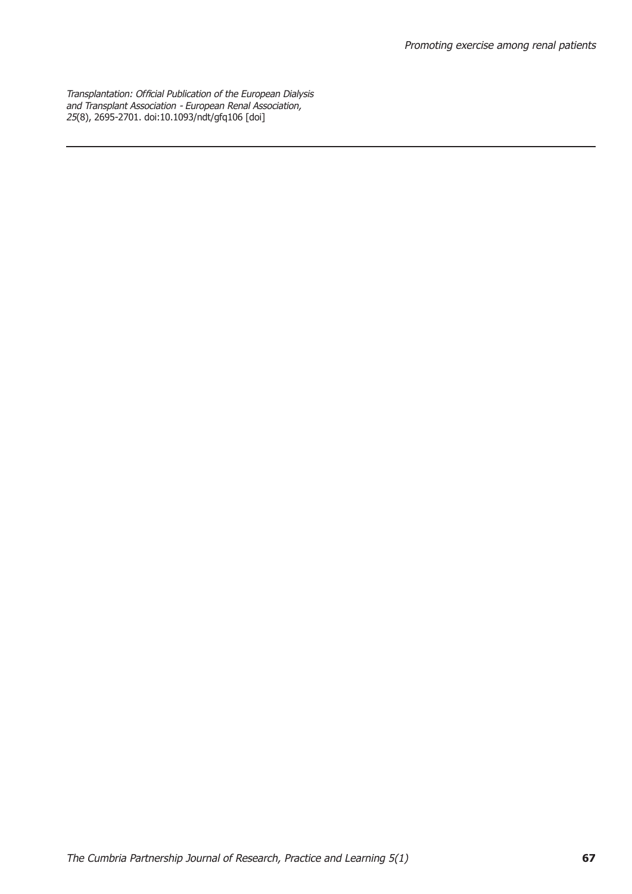*Transplantation: Official Publication of the European Dialysis and Transplant Association - European Renal Association, 25*(8), 2695-2701. doi:10.1093/ndt/gfq106 [doi]